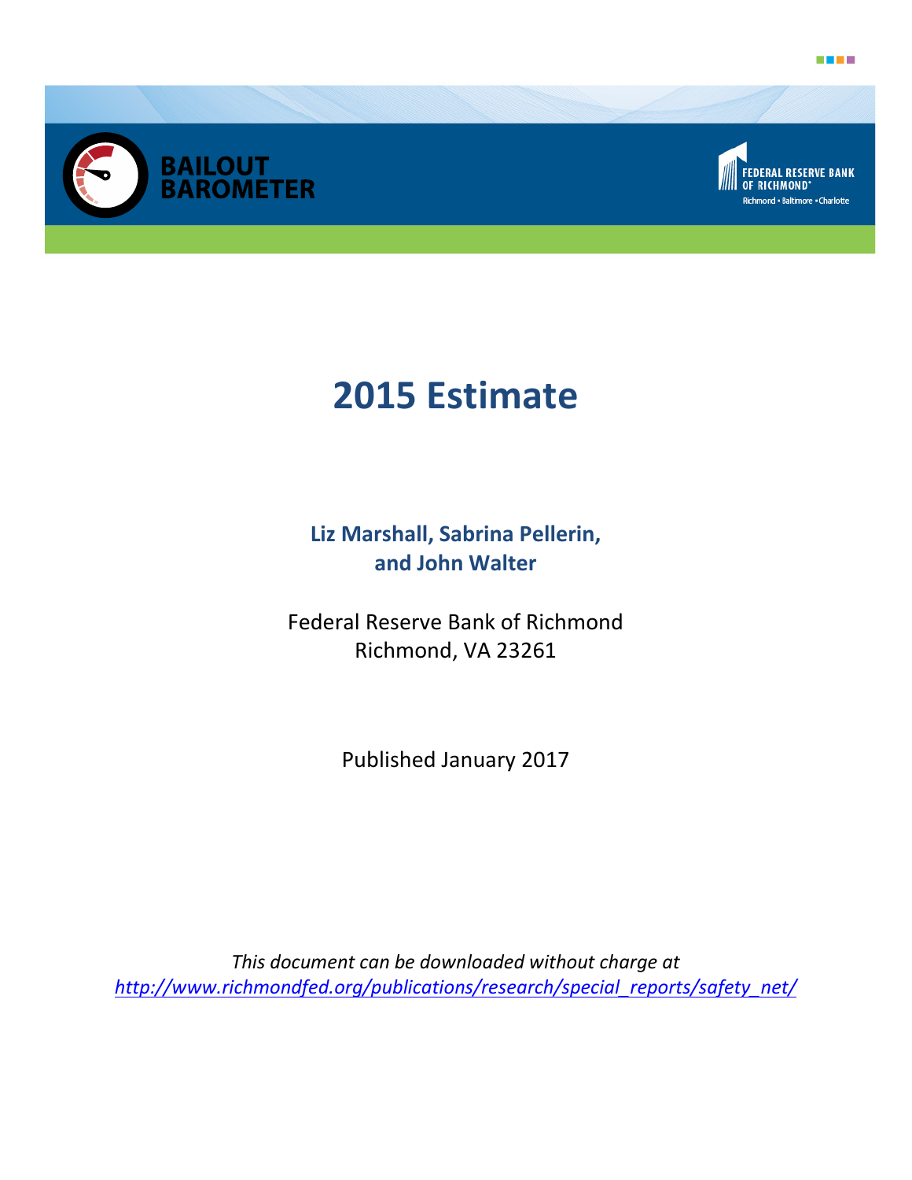BAILOUT BAROMETER

FEDERAL RESERVE BANK OF RICHMOND
Richmond • Baltimore • Charlotte

# 2015 Estimate

**Liz Marshall, Sabrina Pellerin, and John Walter**

Federal Reserve Bank of Richmond
Richmond, VA 23261

Published January 2017

*This document can be downloaded without charge at*
*http://www.richmondfed.org/publications/research/special_reports/safety_net/*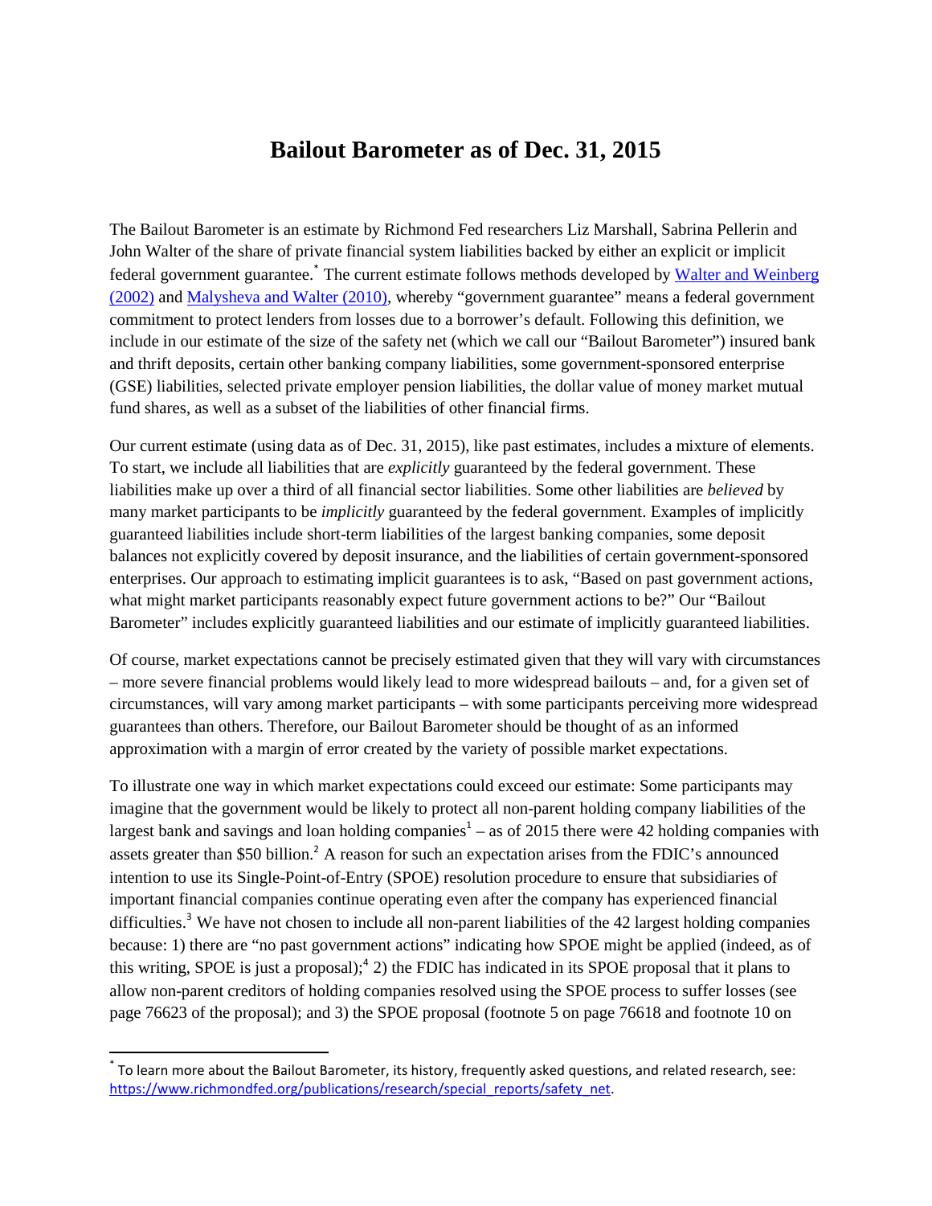# Bailout Barometer as of Dec. 31, 2015

The Bailout Barometer is an estimate by Richmond Fed researchers Liz Marshall, Sabrina Pellerin and John Walter of the share of private financial system liabilities backed by either an explicit or implicit federal government guarantee.[*] The current estimate follows methods developed by [Walter and Weinberg (2002)]() and [Malysheva and Walter (2010)](), whereby "government guarantee" means a federal government commitment to protect lenders from losses due to a borrower's default. Following this definition, we include in our estimate of the size of the safety net (which we call our "Bailout Barometer") insured bank and thrift deposits, certain other banking company liabilities, some government-sponsored enterprise (GSE) liabilities, selected private employer pension liabilities, the dollar value of money market mutual fund shares, as well as a subset of the liabilities of other financial firms.

Our current estimate (using data as of Dec. 31, 2015), like past estimates, includes a mixture of elements. To start, we include all liabilities that are *explicitly* guaranteed by the federal government. These liabilities make up over a third of all financial sector liabilities. Some other liabilities are *believed* by many market participants to be *implicitly* guaranteed by the federal government. Examples of implicitly guaranteed liabilities include short-term liabilities of the largest banking companies, some deposit balances not explicitly covered by deposit insurance, and the liabilities of certain government-sponsored enterprises. Our approach to estimating implicit guarantees is to ask, "Based on past government actions, what might market participants reasonably expect future government actions to be?" Our "Bailout Barometer" includes explicitly guaranteed liabilities and our estimate of implicitly guaranteed liabilities.

Of course, market expectations cannot be precisely estimated given that they will vary with circumstances – more severe financial problems would likely lead to more widespread bailouts – and, for a given set of circumstances, will vary among market participants – with some participants perceiving more widespread guarantees than others. Therefore, our Bailout Barometer should be thought of as an informed approximation with a margin of error created by the variety of possible market expectations.

To illustrate one way in which market expectations could exceed our estimate: Some participants may imagine that the government would be likely to protect all non-parent holding company liabilities of the largest bank and savings and loan holding companies[1] – as of 2015 there were 42 holding companies with assets greater than $50 billion.[2] A reason for such an expectation arises from the FDIC's announced intention to use its Single-Point-of-Entry (SPOE) resolution procedure to ensure that subsidiaries of important financial companies continue operating even after the company has experienced financial difficulties.[3] We have not chosen to include all non-parent liabilities of the 42 largest holding companies because: 1) there are "no past government actions" indicating how SPOE might be applied (indeed, as of this writing, SPOE is just a proposal);[4] 2) the FDIC has indicated in its SPOE proposal that it plans to allow non-parent creditors of holding companies resolved using the SPOE process to suffer losses (see page 76623 of the proposal); and 3) the SPOE proposal (footnote 5 on page 76618 and footnote 10 on

---

[*] To learn more about the Bailout Barometer, its history, frequently asked questions, and related research, see: [https://www.richmondfed.org/publications/research/special_reports/safety_net](https://www.richmondfed.org/publications/research/special_reports/safety_net).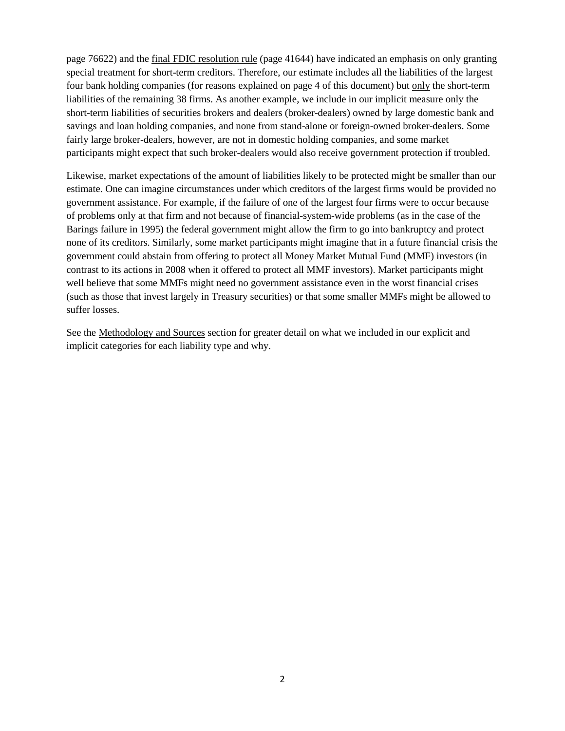page 76622) and the final FDIC resolution rule (page 41644) have indicated an emphasis on only granting special treatment for short-term creditors. Therefore, our estimate includes all the liabilities of the largest four bank holding companies (for reasons explained on page 4 of this document) but only the short-term liabilities of the remaining 38 firms. As another example, we include in our implicit measure only the short-term liabilities of securities brokers and dealers (broker-dealers) owned by large domestic bank and savings and loan holding companies, and none from stand-alone or foreign-owned broker-dealers. Some fairly large broker-dealers, however, are not in domestic holding companies, and some market participants might expect that such broker-dealers would also receive government protection if troubled.

Likewise, market expectations of the amount of liabilities likely to be protected might be smaller than our estimate. One can imagine circumstances under which creditors of the largest firms would be provided no government assistance. For example, if the failure of one of the largest four firms were to occur because of problems only at that firm and not because of financial-system-wide problems (as in the case of the Barings failure in 1995) the federal government might allow the firm to go into bankruptcy and protect none of its creditors. Similarly, some market participants might imagine that in a future financial crisis the government could abstain from offering to protect all Money Market Mutual Fund (MMF) investors (in contrast to its actions in 2008 when it offered to protect all MMF investors). Market participants might well believe that some MMFs might need no government assistance even in the worst financial crises (such as those that invest largely in Treasury securities) or that some smaller MMFs might be allowed to suffer losses.

See the Methodology and Sources section for greater detail on what we included in our explicit and implicit categories for each liability type and why.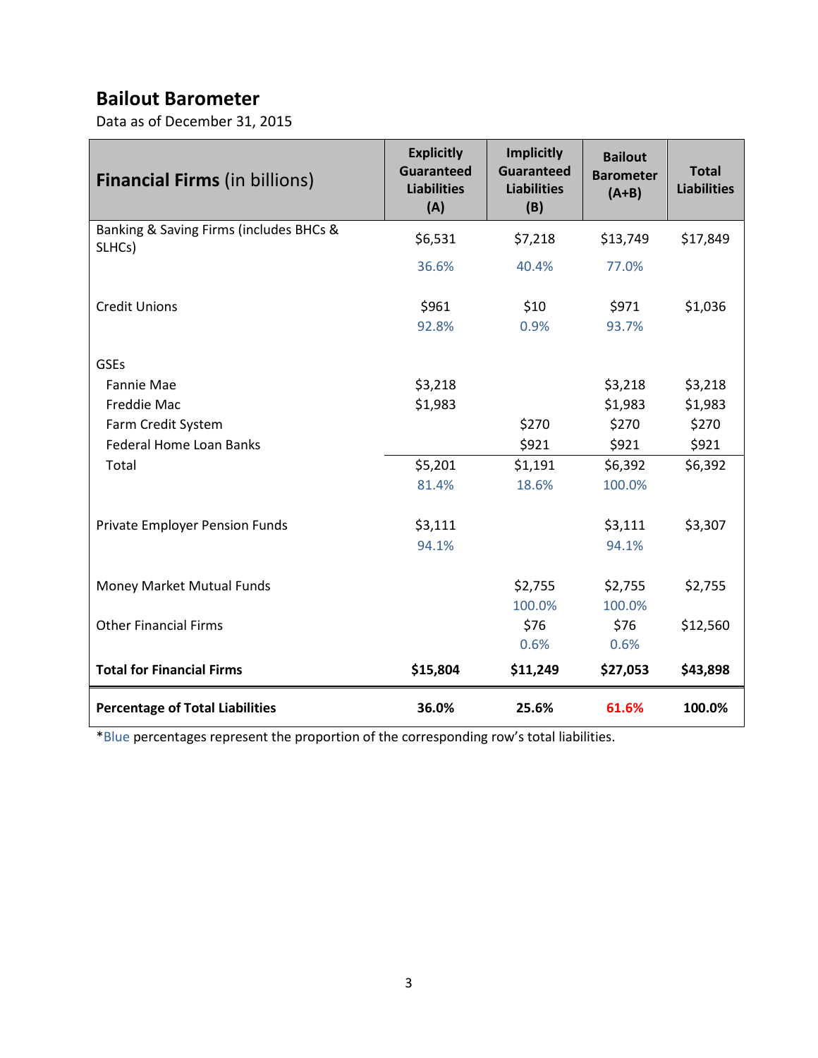## Bailout Barometer

Data as of December 31, 2015

| **Financial Firms** (in billions) | Explicitly Guaranteed Liabilities (A) | Implicitly Guaranteed Liabilities (B) | Bailout Barometer (A+B) | Total Liabilities |
|---|---|---|---|---|
| Banking & Saving Firms (includes BHCs & SLHCs) | $6,531 | $7,218 | $13,749 | $17,849 |
| | 36.6% | 40.4% | 77.0% | |
| Credit Unions | $961 | $10 | $971 | $1,036 |
| | 92.8% | 0.9% | 93.7% | |
| GSEs | | | | |
| Fannie Mae | $3,218 | | $3,218 | $3,218 |
| Freddie Mac | $1,983 | | $1,983 | $1,983 |
| Farm Credit System | | $270 | $270 | $270 |
| Federal Home Loan Banks | | $921 | $921 | $921 |
| Total | $5,201 | $1,191 | $6,392 | $6,392 |
| | 81.4% | 18.6% | 100.0% | |
| Private Employer Pension Funds | $3,111 | | $3,111 | $3,307 |
| | 94.1% | | 94.1% | |
| Money Market Mutual Funds | | $2,755 | $2,755 | $2,755 |
| | | 100.0% | 100.0% | |
| Other Financial Firms | | $76 | $76 | $12,560 |
| | | 0.6% | 0.6% | |
| **Total for Financial Firms** | **$15,804** | **$11,249** | **$27,053** | **$43,898** |
| **Percentage of Total Liabilities** | **36.0%** | **25.6%** | **61.6%** | **100.0%** |

*Blue percentages represent the proportion of the corresponding row's total liabilities.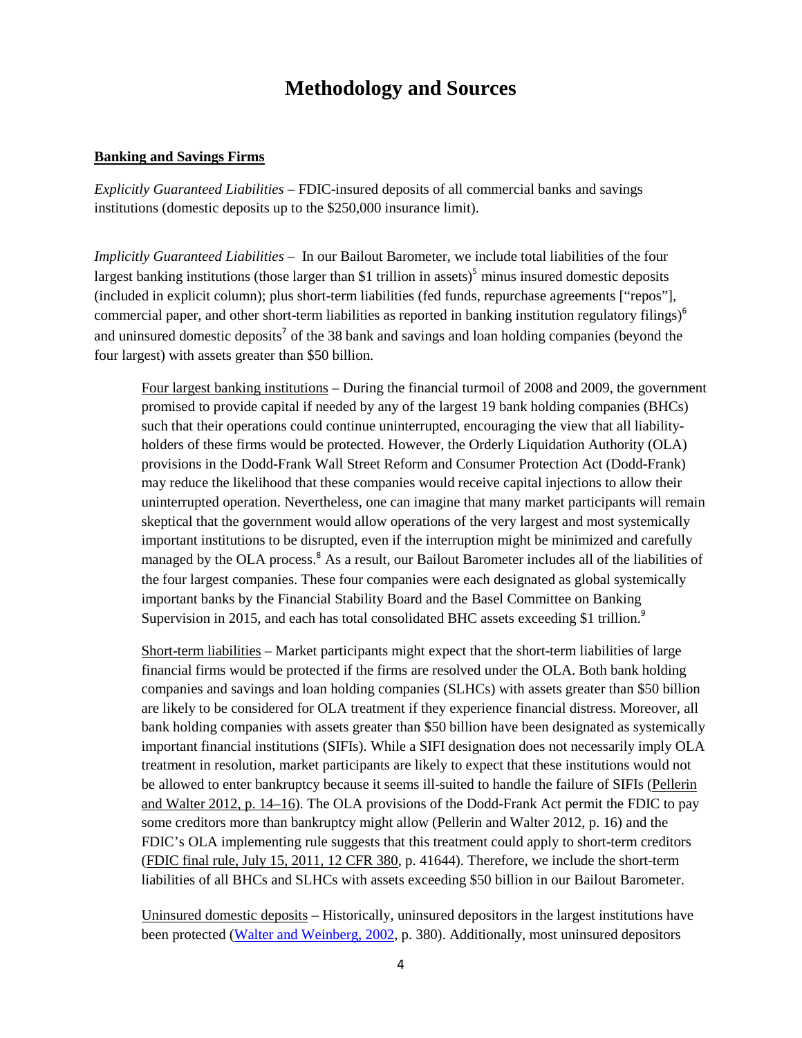# Methodology and Sources

**Banking and Savings Firms**

*Explicitly Guaranteed Liabilities* – FDIC-insured deposits of all commercial banks and savings institutions (domestic deposits up to the $250,000 insurance limit).

*Implicitly Guaranteed Liabilities* – In our Bailout Barometer, we include total liabilities of the four largest banking institutions (those larger than $1 trillion in assets)[5] minus insured domestic deposits (included in explicit column); plus short-term liabilities (fed funds, repurchase agreements ["repos"], commercial paper, and other short-term liabilities as reported in banking institution regulatory filings)[6] and uninsured domestic deposits[7] of the 38 bank and savings and loan holding companies (beyond the four largest) with assets greater than $50 billion.

> Four largest banking institutions – During the financial turmoil of 2008 and 2009, the government promised to provide capital if needed by any of the largest 19 bank holding companies (BHCs) such that their operations could continue uninterrupted, encouraging the view that all liability-holders of these firms would be protected. However, the Orderly Liquidation Authority (OLA) provisions in the Dodd-Frank Wall Street Reform and Consumer Protection Act (Dodd-Frank) may reduce the likelihood that these companies would receive capital injections to allow their uninterrupted operation. Nevertheless, one can imagine that many market participants will remain skeptical that the government would allow operations of the very largest and most systemically important institutions to be disrupted, even if the interruption might be minimized and carefully managed by the OLA process.[8] As a result, our Bailout Barometer includes all of the liabilities of the four largest companies. These four companies were each designated as global systemically important banks by the Financial Stability Board and the Basel Committee on Banking Supervision in 2015, and each has total consolidated BHC assets exceeding $1 trillion.[9]
>
> Short-term liabilities – Market participants might expect that the short-term liabilities of large financial firms would be protected if the firms are resolved under the OLA. Both bank holding companies and savings and loan holding companies (SLHCs) with assets greater than $50 billion are likely to be considered for OLA treatment if they experience financial distress. Moreover, all bank holding companies with assets greater than $50 billion have been designated as systemically important financial institutions (SIFIs). While a SIFI designation does not necessarily imply OLA treatment in resolution, market participants are likely to expect that these institutions would not be allowed to enter bankruptcy because it seems ill-suited to handle the failure of SIFIs (Pellerin and Walter 2012, p. 14–16). The OLA provisions of the Dodd-Frank Act permit the FDIC to pay some creditors more than bankruptcy might allow (Pellerin and Walter 2012, p. 16) and the FDIC's OLA implementing rule suggests that this treatment could apply to short-term creditors (FDIC final rule, July 15, 2011, 12 CFR 380, p. 41644). Therefore, we include the short-term liabilities of all BHCs and SLHCs with assets exceeding $50 billion in our Bailout Barometer.
>
> Uninsured domestic deposits – Historically, uninsured depositors in the largest institutions have been protected (Walter and Weinberg, 2002, p. 380). Additionally, most uninsured depositors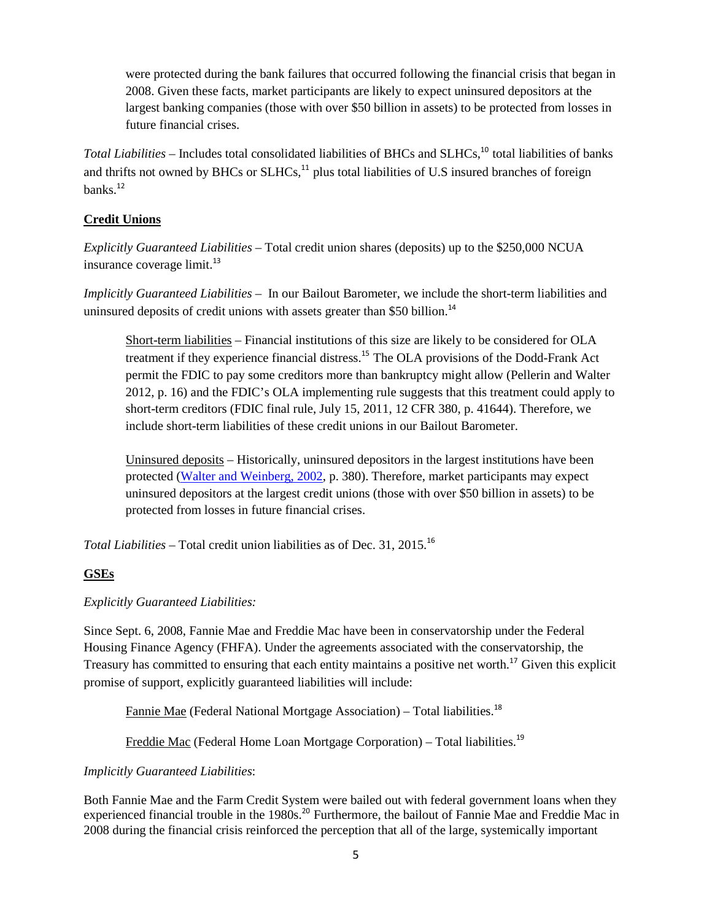were protected during the bank failures that occurred following the financial crisis that began in 2008. Given these facts, market participants are likely to expect uninsured depositors at the largest banking companies (those with over $50 billion in assets) to be protected from losses in future financial crises.

*Total Liabilities* – Includes total consolidated liabilities of BHCs and SLHCs,[10] total liabilities of banks and thrifts not owned by BHCs or SLHCs,[11] plus total liabilities of U.S insured branches of foreign banks.[12]

**Credit Unions**

*Explicitly Guaranteed Liabilities* – Total credit union shares (deposits) up to the $250,000 NCUA insurance coverage limit.[13]

*Implicitly Guaranteed Liabilities* – In our Bailout Barometer, we include the short-term liabilities and uninsured deposits of credit unions with assets greater than $50 billion.[14]

Short-term liabilities – Financial institutions of this size are likely to be considered for OLA treatment if they experience financial distress.[15] The OLA provisions of the Dodd-Frank Act permit the FDIC to pay some creditors more than bankruptcy might allow (Pellerin and Walter 2012, p. 16) and the FDIC's OLA implementing rule suggests that this treatment could apply to short-term creditors (FDIC final rule, July 15, 2011, 12 CFR 380, p. 41644). Therefore, we include short-term liabilities of these credit unions in our Bailout Barometer.

Uninsured deposits – Historically, uninsured depositors in the largest institutions have been protected (Walter and Weinberg, 2002, p. 380). Therefore, market participants may expect uninsured depositors at the largest credit unions (those with over $50 billion in assets) to be protected from losses in future financial crises.

*Total Liabilities* – Total credit union liabilities as of Dec. 31, 2015.[16]

**GSEs**

*Explicitly Guaranteed Liabilities:*

Since Sept. 6, 2008, Fannie Mae and Freddie Mac have been in conservatorship under the Federal Housing Finance Agency (FHFA). Under the agreements associated with the conservatorship, the Treasury has committed to ensuring that each entity maintains a positive net worth.[17] Given this explicit promise of support, explicitly guaranteed liabilities will include:

Fannie Mae (Federal National Mortgage Association) – Total liabilities.[18]

Freddie Mac (Federal Home Loan Mortgage Corporation) – Total liabilities.[19]

*Implicitly Guaranteed Liabilities*:

Both Fannie Mae and the Farm Credit System were bailed out with federal government loans when they experienced financial trouble in the 1980s.[20] Furthermore, the bailout of Fannie Mae and Freddie Mac in 2008 during the financial crisis reinforced the perception that all of the large, systemically important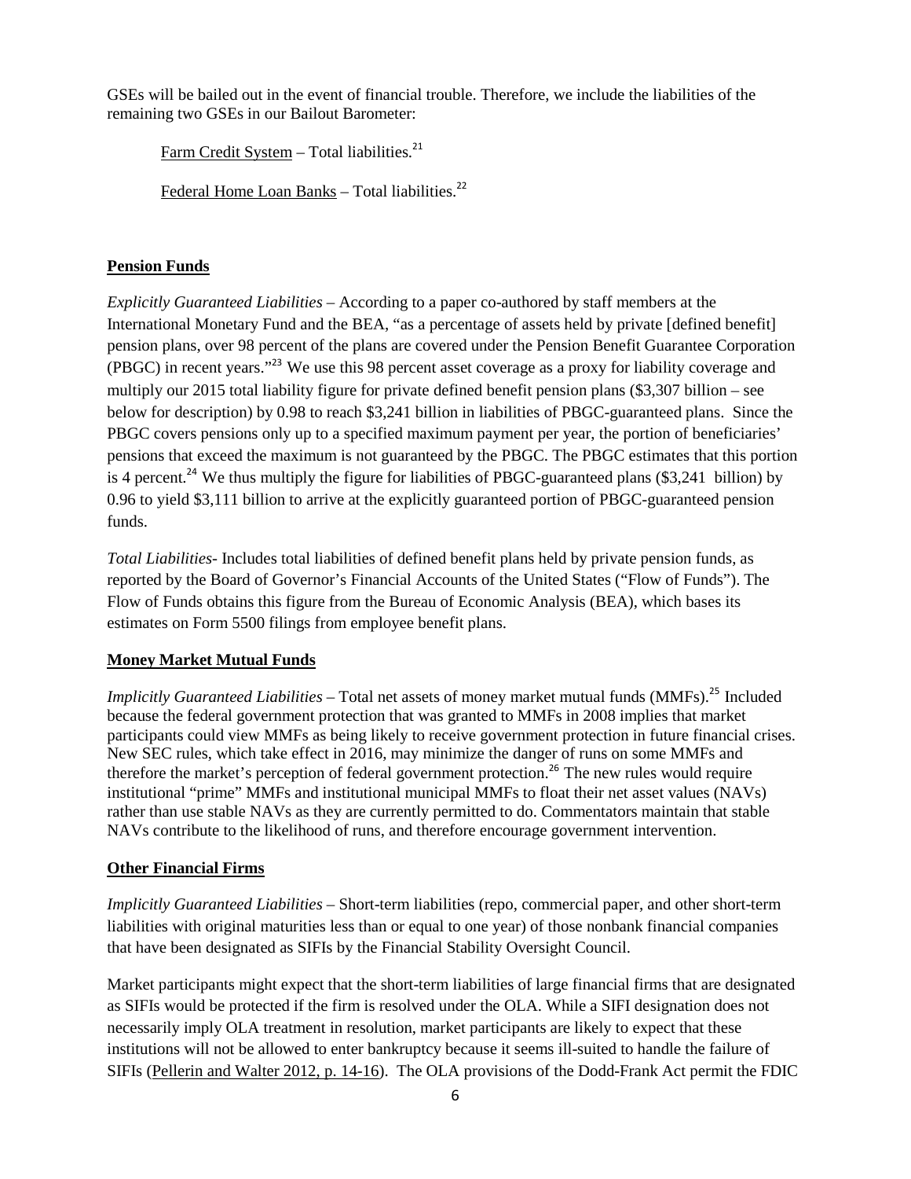GSEs will be bailed out in the event of financial trouble. Therefore, we include the liabilities of the remaining two GSEs in our Bailout Barometer:

Farm Credit System – Total liabilities.[21]

Federal Home Loan Banks – Total liabilities.[22]

**Pension Funds**

*Explicitly Guaranteed Liabilities* – According to a paper co-authored by staff members at the International Monetary Fund and the BEA, "as a percentage of assets held by private [defined benefit] pension plans, over 98 percent of the plans are covered under the Pension Benefit Guarantee Corporation (PBGC) in recent years."[23] We use this 98 percent asset coverage as a proxy for liability coverage and multiply our 2015 total liability figure for private defined benefit pension plans ($3,307 billion – see below for description) by 0.98 to reach $3,241 billion in liabilities of PBGC-guaranteed plans. Since the PBGC covers pensions only up to a specified maximum payment per year, the portion of beneficiaries' pensions that exceed the maximum is not guaranteed by the PBGC. The PBGC estimates that this portion is 4 percent.[24] We thus multiply the figure for liabilities of PBGC-guaranteed plans ($3,241 billion) by 0.96 to yield $3,111 billion to arrive at the explicitly guaranteed portion of PBGC-guaranteed pension funds.

*Total Liabilities*- Includes total liabilities of defined benefit plans held by private pension funds, as reported by the Board of Governor's Financial Accounts of the United States ("Flow of Funds"). The Flow of Funds obtains this figure from the Bureau of Economic Analysis (BEA), which bases its estimates on Form 5500 filings from employee benefit plans.

**Money Market Mutual Funds**

*Implicitly Guaranteed Liabilities* – Total net assets of money market mutual funds (MMFs).[25] Included because the federal government protection that was granted to MMFs in 2008 implies that market participants could view MMFs as being likely to receive government protection in future financial crises. New SEC rules, which take effect in 2016, may minimize the danger of runs on some MMFs and therefore the market's perception of federal government protection.[26] The new rules would require institutional "prime" MMFs and institutional municipal MMFs to float their net asset values (NAVs) rather than use stable NAVs as they are currently permitted to do. Commentators maintain that stable NAVs contribute to the likelihood of runs, and therefore encourage government intervention.

**Other Financial Firms**

*Implicitly Guaranteed Liabilities* – Short-term liabilities (repo, commercial paper, and other short-term liabilities with original maturities less than or equal to one year) of those nonbank financial companies that have been designated as SIFIs by the Financial Stability Oversight Council.

Market participants might expect that the short-term liabilities of large financial firms that are designated as SIFIs would be protected if the firm is resolved under the OLA. While a SIFI designation does not necessarily imply OLA treatment in resolution, market participants are likely to expect that these institutions will not be allowed to enter bankruptcy because it seems ill-suited to handle the failure of SIFIs (Pellerin and Walter 2012, p. 14-16). The OLA provisions of the Dodd-Frank Act permit the FDIC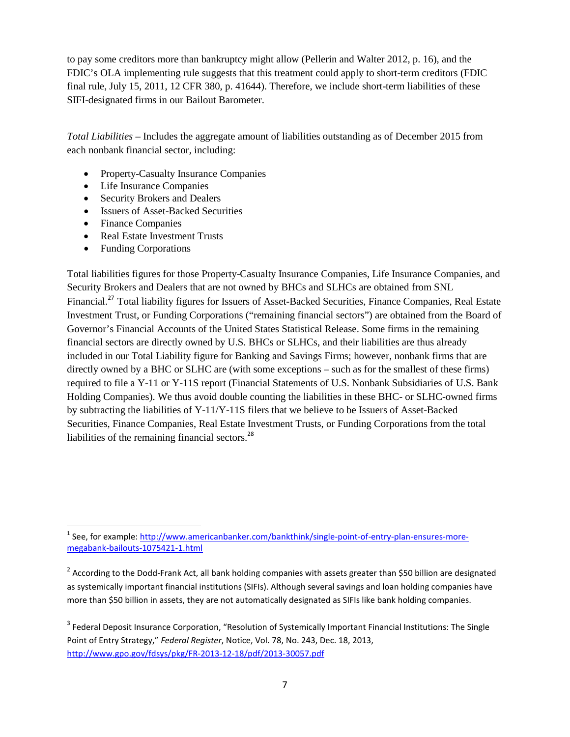to pay some creditors more than bankruptcy might allow (Pellerin and Walter 2012, p. 16), and the FDIC's OLA implementing rule suggests that this treatment could apply to short-term creditors (FDIC final rule, July 15, 2011, 12 CFR 380, p. 41644). Therefore, we include short-term liabilities of these SIFI-designated firms in our Bailout Barometer.

*Total Liabilities* – Includes the aggregate amount of liabilities outstanding as of December 2015 from each nonbank financial sector, including:

- Property-Casualty Insurance Companies
- Life Insurance Companies
- Security Brokers and Dealers
- Issuers of Asset-Backed Securities
- Finance Companies
- Real Estate Investment Trusts
- Funding Corporations

Total liabilities figures for those Property-Casualty Insurance Companies, Life Insurance Companies, and Security Brokers and Dealers that are not owned by BHCs and SLHCs are obtained from SNL Financial.[27] Total liability figures for Issuers of Asset-Backed Securities, Finance Companies, Real Estate Investment Trust, or Funding Corporations ("remaining financial sectors") are obtained from the Board of Governor's Financial Accounts of the United States Statistical Release. Some firms in the remaining financial sectors are directly owned by U.S. BHCs or SLHCs, and their liabilities are thus already included in our Total Liability figure for Banking and Savings Firms; however, nonbank firms that are directly owned by a BHC or SLHC are (with some exceptions – such as for the smallest of these firms) required to file a Y-11 or Y-11S report (Financial Statements of U.S. Nonbank Subsidiaries of U.S. Bank Holding Companies). We thus avoid double counting the liabilities in these BHC- or SLHC-owned firms by subtracting the liabilities of Y-11/Y-11S filers that we believe to be Issuers of Asset-Backed Securities, Finance Companies, Real Estate Investment Trusts, or Funding Corporations from the total liabilities of the remaining financial sectors.[28]

---

[1] See, for example: http://www.americanbanker.com/bankthink/single-point-of-entry-plan-ensures-more-megabank-bailouts-1075421-1.html

[2] According to the Dodd-Frank Act, all bank holding companies with assets greater than $50 billion are designated as systemically important financial institutions (SIFIs). Although several savings and loan holding companies have more than $50 billion in assets, they are not automatically designated as SIFIs like bank holding companies.

[3] Federal Deposit Insurance Corporation, "Resolution of Systemically Important Financial Institutions: The Single Point of Entry Strategy," *Federal Register*, Notice, Vol. 78, No. 243, Dec. 18, 2013, http://www.gpo.gov/fdsys/pkg/FR-2013-12-18/pdf/2013-30057.pdf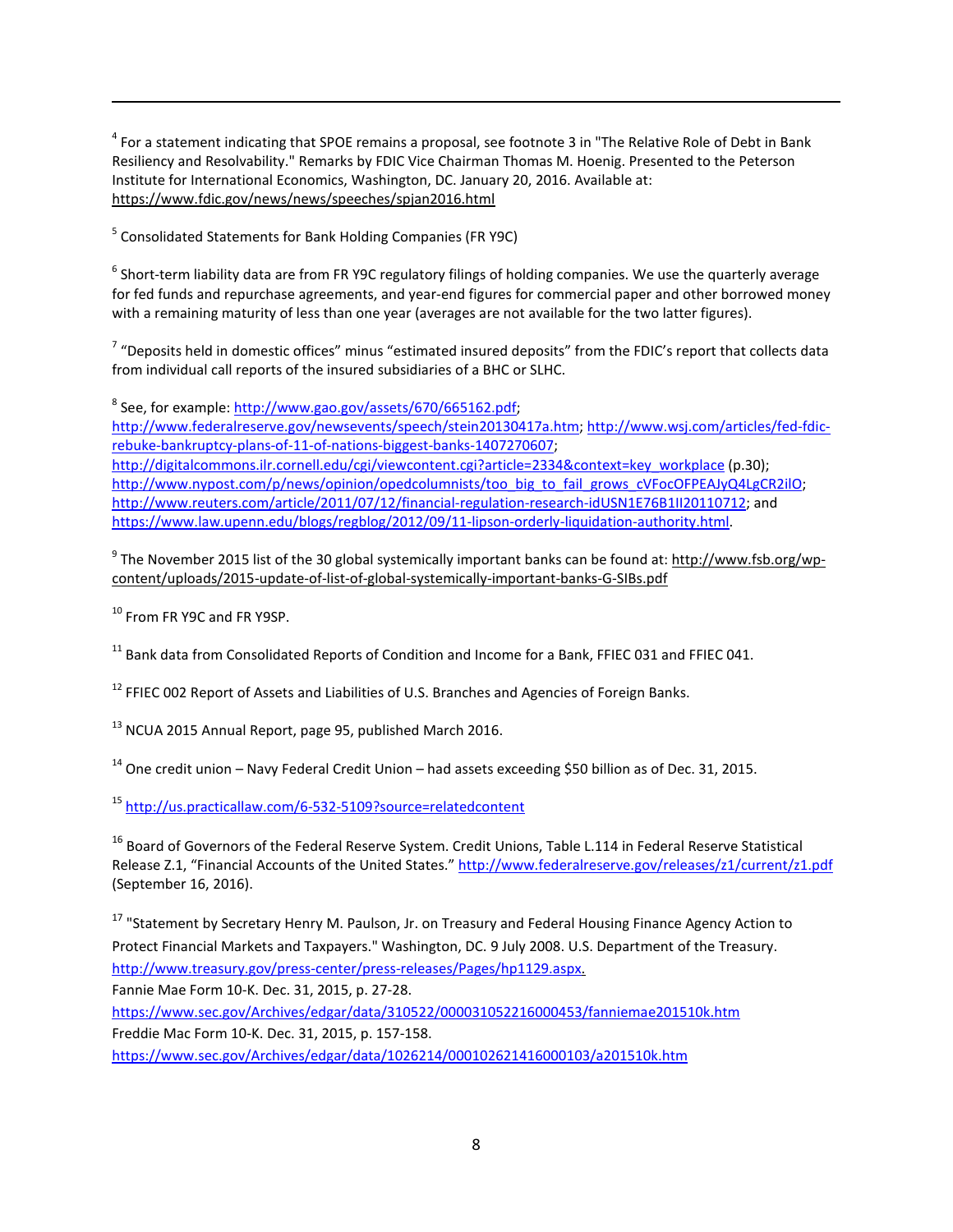[4] For a statement indicating that SPOE remains a proposal, see footnote 3 in "The Relative Role of Debt in Bank Resiliency and Resolvability." Remarks by FDIC Vice Chairman Thomas M. Hoenig. Presented to the Peterson Institute for International Economics, Washington, DC. January 20, 2016. Available at: https://www.fdic.gov/news/news/speeches/spjan2016.html

[5] Consolidated Statements for Bank Holding Companies (FR Y9C)

[6] Short-term liability data are from FR Y9C regulatory filings of holding companies. We use the quarterly average for fed funds and repurchase agreements, and year-end figures for commercial paper and other borrowed money with a remaining maturity of less than one year (averages are not available for the two latter figures).

[7] "Deposits held in domestic offices" minus "estimated insured deposits" from the FDIC's report that collects data from individual call reports of the insured subsidiaries of a BHC or SLHC.

[8] See, for example: http://www.gao.gov/assets/670/665162.pdf; http://www.federalreserve.gov/newsevents/speech/stein20130417a.htm; http://www.wsj.com/articles/fed-fdic-rebuke-bankruptcy-plans-of-11-of-nations-biggest-banks-1407270607; http://digitalcommons.ilr.cornell.edu/cgi/viewcontent.cgi?article=2334&context=key_workplace (p.30); http://www.nypost.com/p/news/opinion/opedcolumnists/too_big_to_fail_grows_cVFocOFPEAJyQ4LgCR2ilO; http://www.reuters.com/article/2011/07/12/financial-regulation-research-idUSN1E76B1II20110712; and https://www.law.upenn.edu/blogs/regblog/2012/09/11-lipson-orderly-liquidation-authority.html.

[9] The November 2015 list of the 30 global systemically important banks can be found at: http://www.fsb.org/wp-content/uploads/2015-update-of-list-of-global-systemically-important-banks-G-SIBs.pdf

[10] From FR Y9C and FR Y9SP.

[11] Bank data from Consolidated Reports of Condition and Income for a Bank, FFIEC 031 and FFIEC 041.

[12] FFIEC 002 Report of Assets and Liabilities of U.S. Branches and Agencies of Foreign Banks.

[13] NCUA 2015 Annual Report, page 95, published March 2016.

[14] One credit union – Navy Federal Credit Union – had assets exceeding $50 billion as of Dec. 31, 2015.

[15] http://us.practicallaw.com/6-532-5109?source=relatedcontent

[16] Board of Governors of the Federal Reserve System. Credit Unions, Table L.114 in Federal Reserve Statistical Release Z.1, "Financial Accounts of the United States." http://www.federalreserve.gov/releases/z1/current/z1.pdf (September 16, 2016).

[17] "Statement by Secretary Henry M. Paulson, Jr. on Treasury and Federal Housing Finance Agency Action to Protect Financial Markets and Taxpayers." Washington, DC. 9 July 2008. U.S. Department of the Treasury. http://www.treasury.gov/press-center/press-releases/Pages/hp1129.aspx.
Fannie Mae Form 10-K. Dec. 31, 2015, p. 27-28.
https://www.sec.gov/Archives/edgar/data/310522/000031052216000453/fanniemae201510k.htm
Freddie Mac Form 10-K. Dec. 31, 2015, p. 157-158.
https://www.sec.gov/Archives/edgar/data/1026214/000102621416000103/a201510k.htm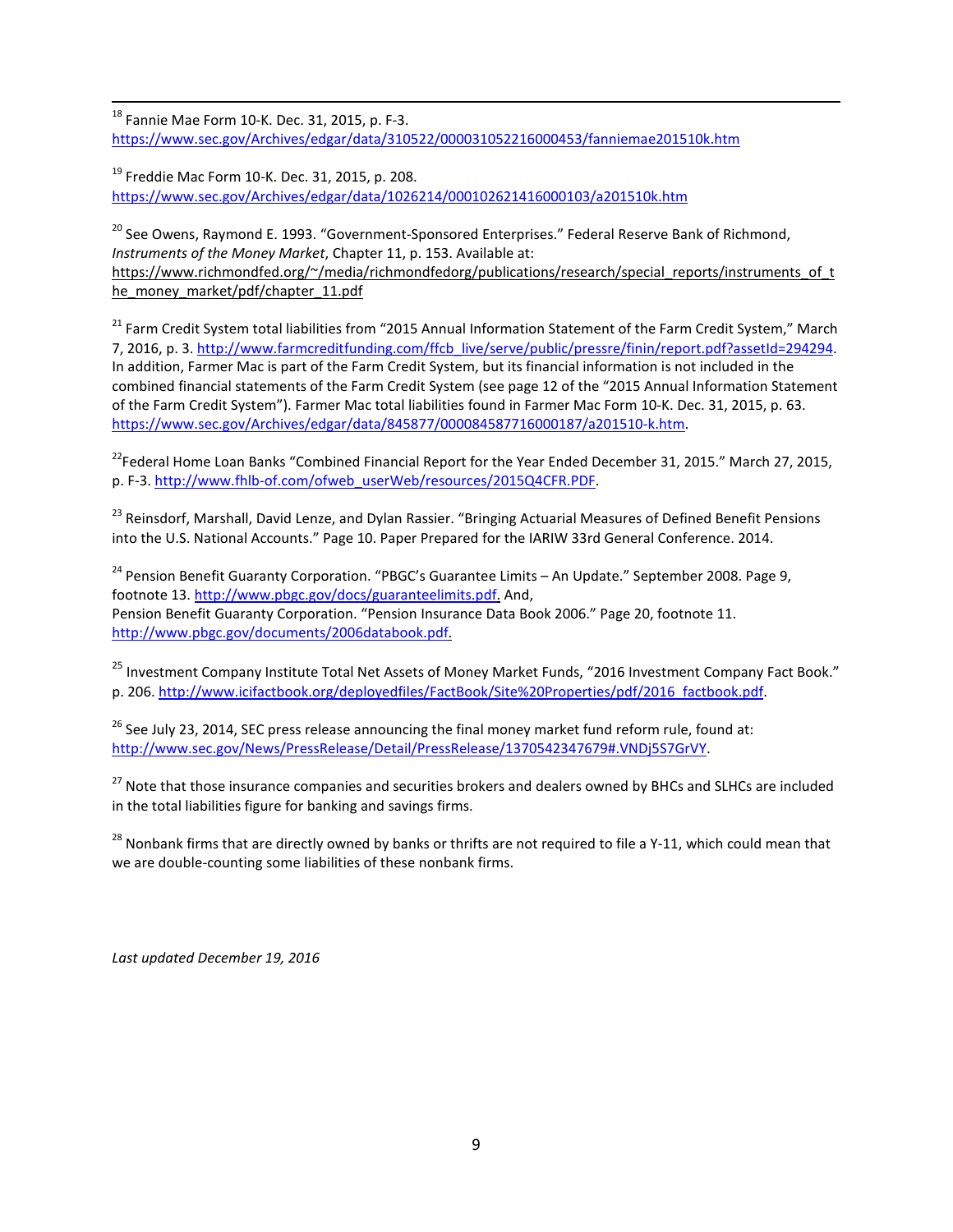[18] Fannie Mae Form 10-K. Dec. 31, 2015, p. F-3. https://www.sec.gov/Archives/edgar/data/310522/000031052216000453/fanniemae201510k.htm

[19] Freddie Mac Form 10-K. Dec. 31, 2015, p. 208. https://www.sec.gov/Archives/edgar/data/1026214/000102621416000103/a201510k.htm

[20] See Owens, Raymond E. 1993. "Government-Sponsored Enterprises." Federal Reserve Bank of Richmond, *Instruments of the Money Market*, Chapter 11, p. 153. Available at: https://www.richmondfed.org/~/media/richmondfedorg/publications/research/special_reports/instruments_of_the_money_market/pdf/chapter_11.pdf

[21] Farm Credit System total liabilities from "2015 Annual Information Statement of the Farm Credit System," March 7, 2016, p. 3. http://www.farmcreditfunding.com/ffcb_live/serve/public/pressre/finin/report.pdf?assetId=294294. In addition, Farmer Mac is part of the Farm Credit System, but its financial information is not included in the combined financial statements of the Farm Credit System (see page 12 of the "2015 Annual Information Statement of the Farm Credit System"). Farmer Mac total liabilities found in Farmer Mac Form 10-K. Dec. 31, 2015, p. 63. https://www.sec.gov/Archives/edgar/data/845877/000084587716000187/a201510-k.htm.

[22] Federal Home Loan Banks "Combined Financial Report for the Year Ended December 31, 2015." March 27, 2015, p. F-3. http://www.fhlb-of.com/ofweb_userWeb/resources/2015Q4CFR.PDF.

[23] Reinsdorf, Marshall, David Lenze, and Dylan Rassier. "Bringing Actuarial Measures of Defined Benefit Pensions into the U.S. National Accounts." Page 10. Paper Prepared for the IARIW 33rd General Conference. 2014.

[24] Pension Benefit Guaranty Corporation. "PBGC's Guarantee Limits – An Update." September 2008. Page 9, footnote 13. http://www.pbgc.gov/docs/guaranteelimits.pdf. And,
Pension Benefit Guaranty Corporation. "Pension Insurance Data Book 2006." Page 20, footnote 11. http://www.pbgc.gov/documents/2006databook.pdf.

[25] Investment Company Institute Total Net Assets of Money Market Funds, "2016 Investment Company Fact Book." p. 206. http://www.icifactbook.org/deployedfiles/FactBook/Site%20Properties/pdf/2016_factbook.pdf.

[26] See July 23, 2014, SEC press release announcing the final money market fund reform rule, found at: http://www.sec.gov/News/PressRelease/Detail/PressRelease/1370542347679#.VNDj5S7GrVY.

[27] Note that those insurance companies and securities brokers and dealers owned by BHCs and SLHCs are included in the total liabilities figure for banking and savings firms.

[28] Nonbank firms that are directly owned by banks or thrifts are not required to file a Y-11, which could mean that we are double-counting some liabilities of these nonbank firms.

*Last updated December 19, 2016*